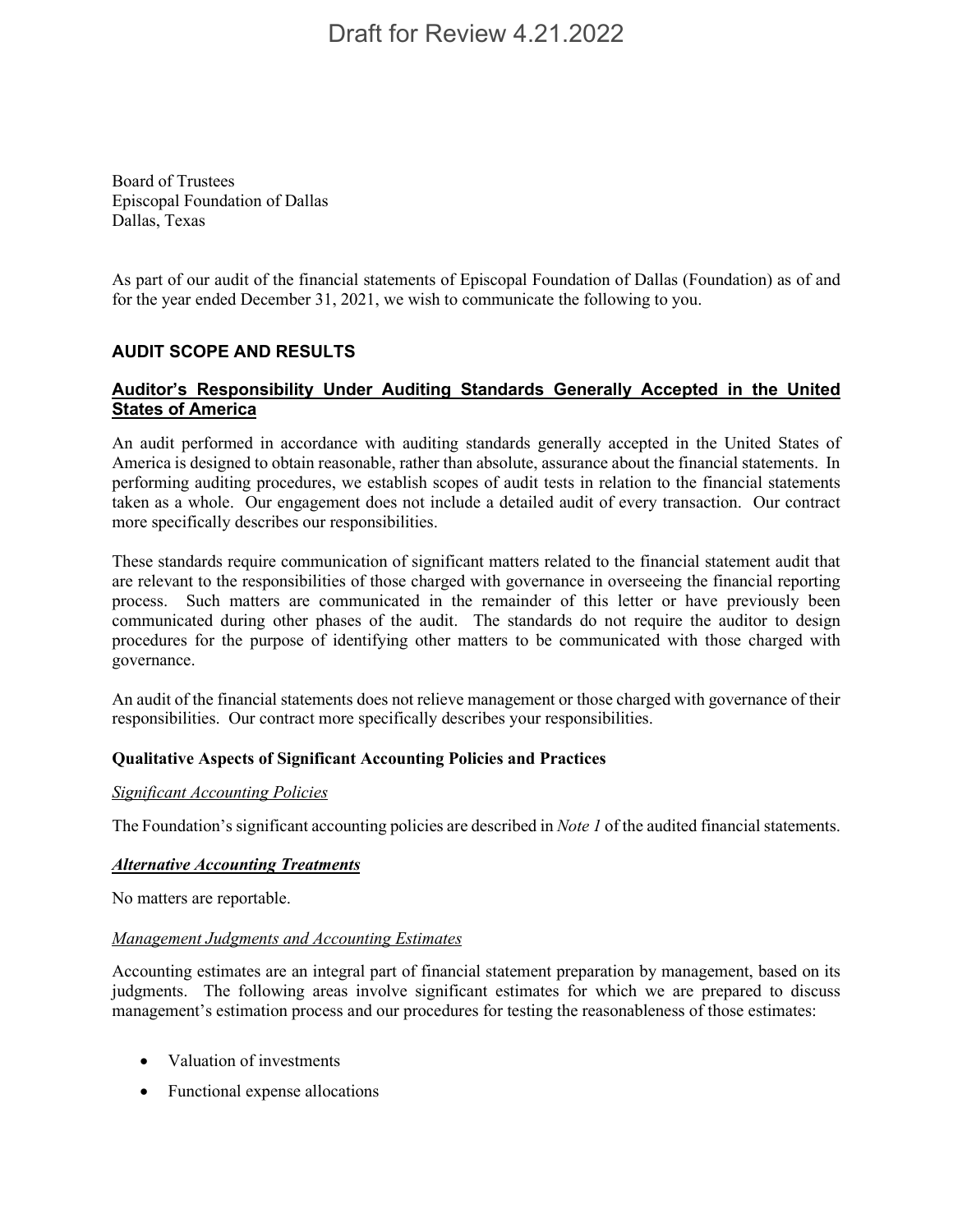Draft for Review 4.21.2022

Board of Trustees
Episcopal Foundation of Dallas
Dallas, Texas

As part of our audit of the financial statements of Episcopal Foundation of Dallas (Foundation) as of and for the year ended December 31, 2021, we wish to communicate the following to you.

## AUDIT SCOPE AND RESULTS

### **Auditor's Responsibility Under Auditing Standards Generally Accepted in the United States of America**

An audit performed in accordance with auditing standards generally accepted in the United States of America is designed to obtain reasonable, rather than absolute, assurance about the financial statements. In performing auditing procedures, we establish scopes of audit tests in relation to the financial statements taken as a whole. Our engagement does not include a detailed audit of every transaction. Our contract more specifically describes our responsibilities.

These standards require communication of significant matters related to the financial statement audit that are relevant to the responsibilities of those charged with governance in overseeing the financial reporting process. Such matters are communicated in the remainder of this letter or have previously been communicated during other phases of the audit. The standards do not require the auditor to design procedures for the purpose of identifying other matters to be communicated with those charged with governance.

An audit of the financial statements does not relieve management or those charged with governance of their responsibilities. Our contract more specifically describes your responsibilities.

#### Qualitative Aspects of Significant Accounting Policies and Practices

*Significant Accounting Policies*

The Foundation's significant accounting policies are described in *Note 1* of the audited financial statements.

***Alternative Accounting Treatments***

No matters are reportable.

*Management Judgments and Accounting Estimates*

Accounting estimates are an integral part of financial statement preparation by management, based on its judgments. The following areas involve significant estimates for which we are prepared to discuss management's estimation process and our procedures for testing the reasonableness of those estimates:

- Valuation of investments
- Functional expense allocations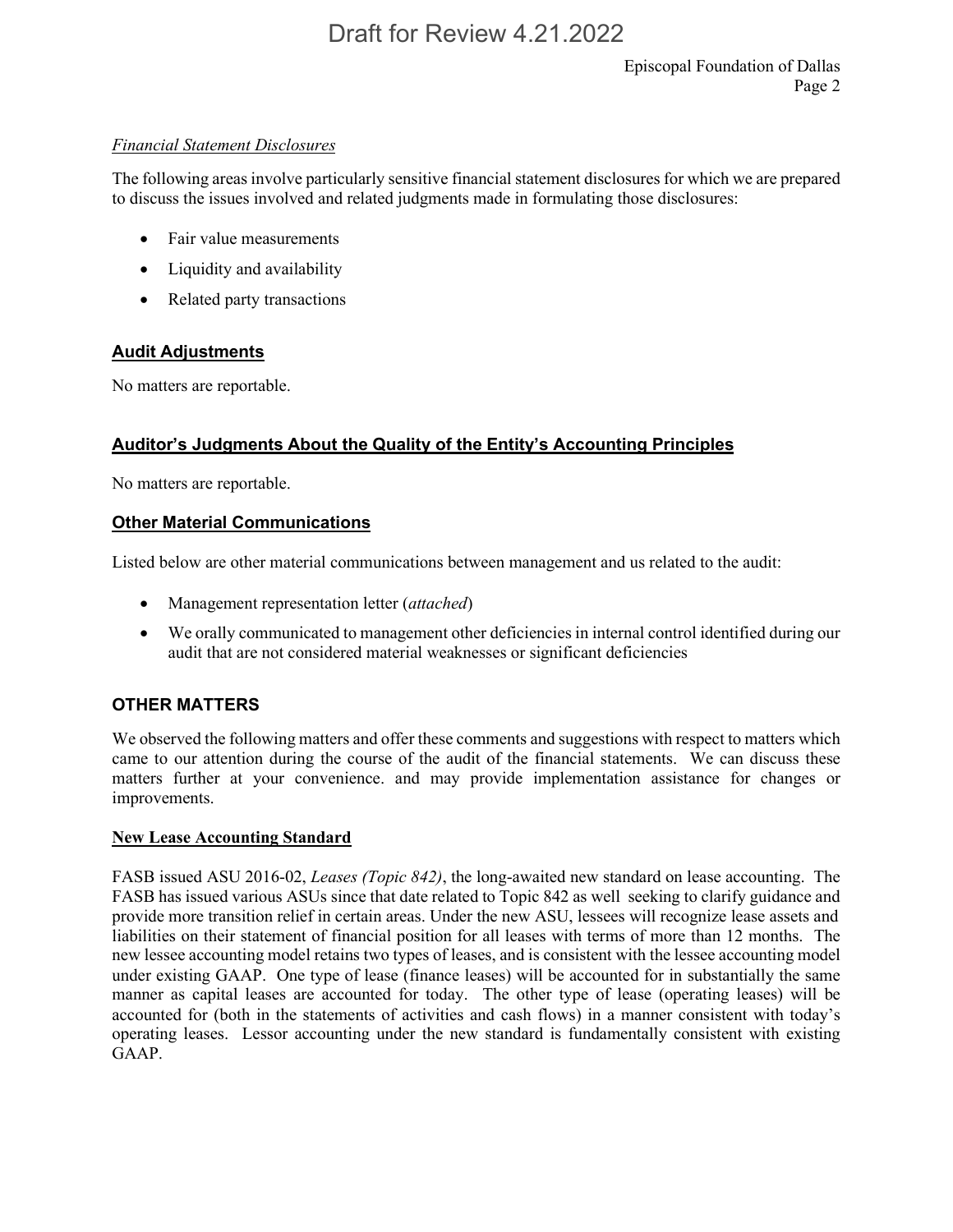*Financial Statement Disclosures*

The following areas involve particularly sensitive financial statement disclosures for which we are prepared to discuss the issues involved and related judgments made in formulating those disclosures:

- Fair value measurements
- Liquidity and availability
- Related party transactions

## Audit Adjustments

No matters are reportable.

## Auditor's Judgments About the Quality of the Entity's Accounting Principles

No matters are reportable.

## Other Material Communications

Listed below are other material communications between management and us related to the audit:

- Management representation letter (*attached*)
- We orally communicated to management other deficiencies in internal control identified during our audit that are not considered material weaknesses or significant deficiencies

## OTHER MATTERS

We observed the following matters and offer these comments and suggestions with respect to matters which came to our attention during the course of the audit of the financial statements. We can discuss these matters further at your convenience. and may provide implementation assistance for changes or improvements.

### New Lease Accounting Standard

FASB issued ASU 2016-02, *Leases (Topic 842)*, the long-awaited new standard on lease accounting. The FASB has issued various ASUs since that date related to Topic 842 as well seeking to clarify guidance and provide more transition relief in certain areas. Under the new ASU, lessees will recognize lease assets and liabilities on their statement of financial position for all leases with terms of more than 12 months. The new lessee accounting model retains two types of leases, and is consistent with the lessee accounting model under existing GAAP. One type of lease (finance leases) will be accounted for in substantially the same manner as capital leases are accounted for today. The other type of lease (operating leases) will be accounted for (both in the statements of activities and cash flows) in a manner consistent with today's operating leases. Lessor accounting under the new standard is fundamentally consistent with existing GAAP.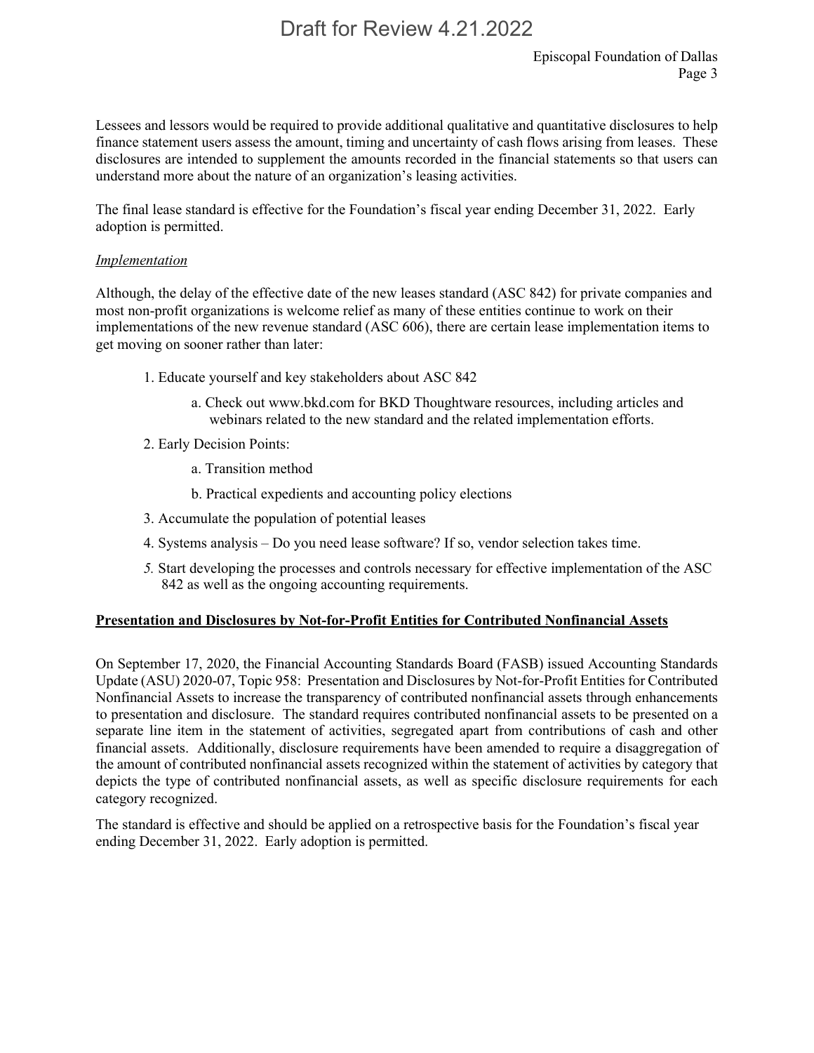Lessees and lessors would be required to provide additional qualitative and quantitative disclosures to help finance statement users assess the amount, timing and uncertainty of cash flows arising from leases. These disclosures are intended to supplement the amounts recorded in the financial statements so that users can understand more about the nature of an organization's leasing activities.

The final lease standard is effective for the Foundation's fiscal year ending December 31, 2022. Early adoption is permitted.

*Implementation*

Although, the delay of the effective date of the new leases standard (ASC 842) for private companies and most non-profit organizations is welcome relief as many of these entities continue to work on their implementations of the new revenue standard (ASC 606), there are certain lease implementation items to get moving on sooner rather than later:

1. Educate yourself and key stakeholders about ASC 842
    a. Check out www.bkd.com for BKD Thoughtware resources, including articles and webinars related to the new standard and the related implementation efforts.
2. Early Decision Points:
    a. Transition method
    b. Practical expedients and accounting policy elections
3. Accumulate the population of potential leases
4. Systems analysis – Do you need lease software? If so, vendor selection takes time.
5. Start developing the processes and controls necessary for effective implementation of the ASC 842 as well as the ongoing accounting requirements.

**Presentation and Disclosures by Not-for-Profit Entities for Contributed Nonfinancial Assets**

On September 17, 2020, the Financial Accounting Standards Board (FASB) issued Accounting Standards Update (ASU) 2020-07, Topic 958: Presentation and Disclosures by Not-for-Profit Entities for Contributed Nonfinancial Assets to increase the transparency of contributed nonfinancial assets through enhancements to presentation and disclosure. The standard requires contributed nonfinancial assets to be presented on a separate line item in the statement of activities, segregated apart from contributions of cash and other financial assets. Additionally, disclosure requirements have been amended to require a disaggregation of the amount of contributed nonfinancial assets recognized within the statement of activities by category that depicts the type of contributed nonfinancial assets, as well as specific disclosure requirements for each category recognized.

The standard is effective and should be applied on a retrospective basis for the Foundation's fiscal year ending December 31, 2022. Early adoption is permitted.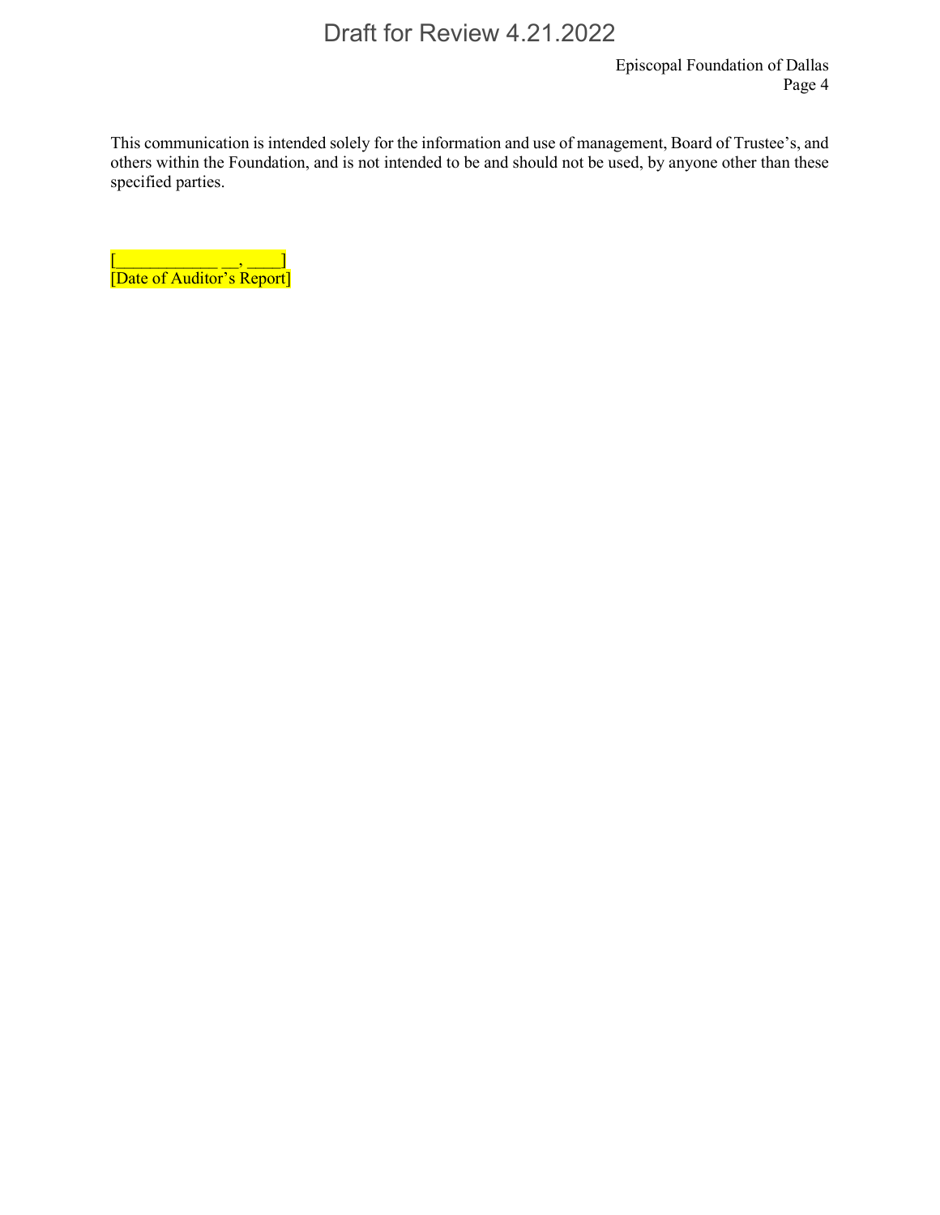This communication is intended solely for the information and use of management, Board of Trustee's, and others within the Foundation, and is not intended to be and should not be used, by anyone other than these specified parties.

[____________ __, ____]
[Date of Auditor's Report]